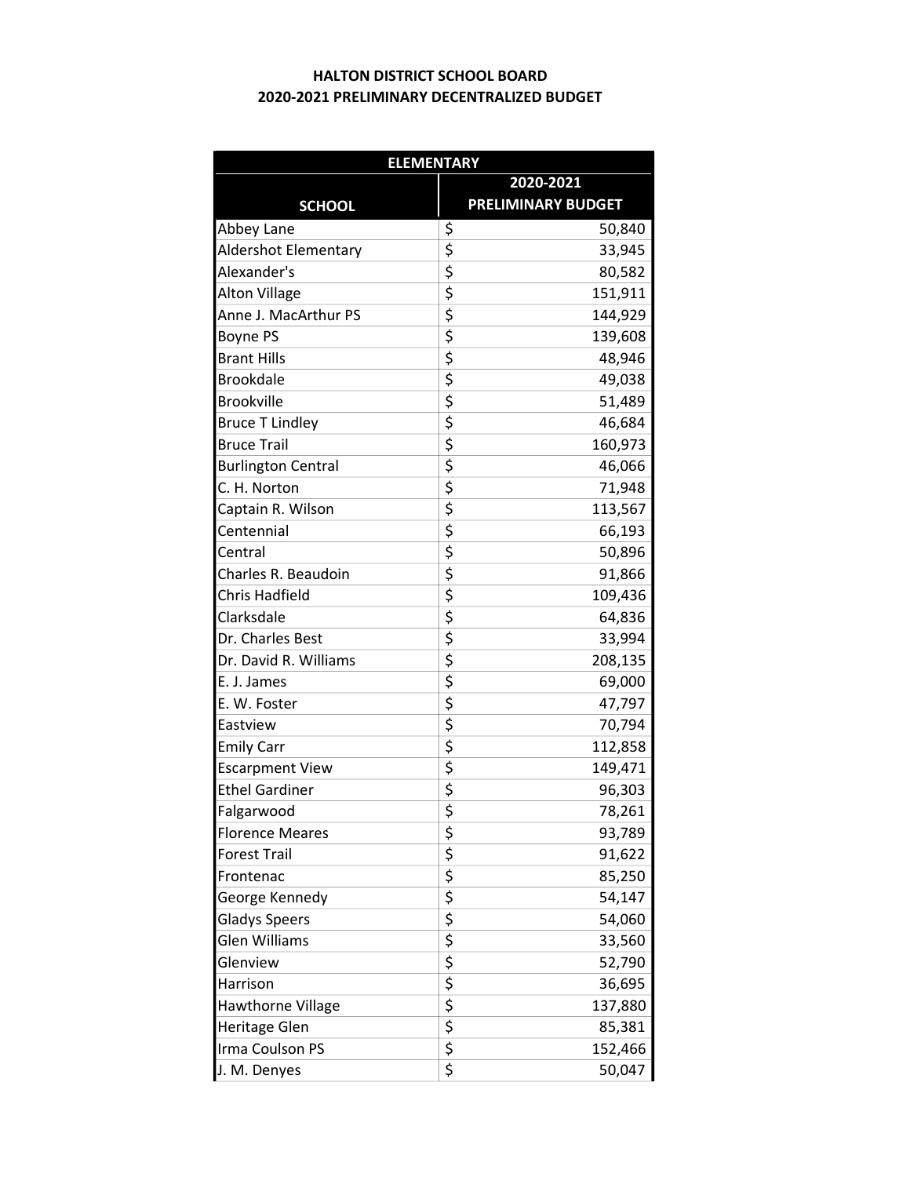# HALTON DISTRICT SCHOOL BOARD
## 2020-2021 PRELIMINARY DECENTRALIZED BUDGET

| ELEMENTARY | |
|---|---|
| **SCHOOL** | **2020-2021 PRELIMINARY BUDGET** |
| Abbey Lane | $ 50,840 |
| Aldershot Elementary | $ 33,945 |
| Alexander's | $ 80,582 |
| Alton Village | $ 151,911 |
| Anne J. MacArthur PS | $ 144,929 |
| Boyne PS | $ 139,608 |
| Brant Hills | $ 48,946 |
| Brookdale | $ 49,038 |
| Brookville | $ 51,489 |
| Bruce T Lindley | $ 46,684 |
| Bruce Trail | $ 160,973 |
| Burlington Central | $ 46,066 |
| C. H. Norton | $ 71,948 |
| Captain R. Wilson | $ 113,567 |
| Centennial | $ 66,193 |
| Central | $ 50,896 |
| Charles R. Beaudoin | $ 91,866 |
| Chris Hadfield | $ 109,436 |
| Clarksdale | $ 64,836 |
| Dr. Charles Best | $ 33,994 |
| Dr. David R. Williams | $ 208,135 |
| E. J. James | $ 69,000 |
| E. W. Foster | $ 47,797 |
| Eastview | $ 70,794 |
| Emily Carr | $ 112,858 |
| Escarpment View | $ 149,471 |
| Ethel Gardiner | $ 96,303 |
| Falgarwood | $ 78,261 |
| Florence Meares | $ 93,789 |
| Forest Trail | $ 91,622 |
| Frontenac | $ 85,250 |
| George Kennedy | $ 54,147 |
| Gladys Speers | $ 54,060 |
| Glen Williams | $ 33,560 |
| Glenview | $ 52,790 |
| Harrison | $ 36,695 |
| Hawthorne Village | $ 137,880 |
| Heritage Glen | $ 85,381 |
| Irma Coulson PS | $ 152,466 |
| J. M. Denyes | $ 50,047 |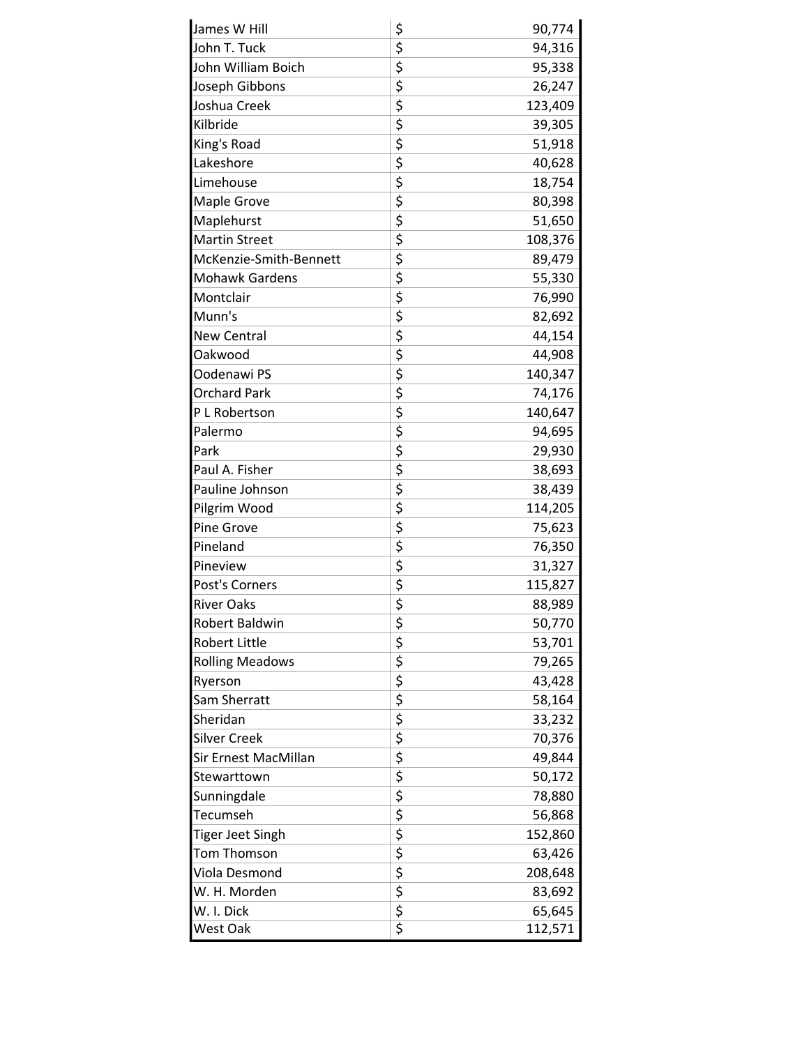| | | |
|---|---|---|
| James W Hill | $ | 90,774 |
| John T. Tuck | $ | 94,316 |
| John William Boich | $ | 95,338 |
| Joseph Gibbons | $ | 26,247 |
| Joshua Creek | $ | 123,409 |
| Kilbride | $ | 39,305 |
| King's Road | $ | 51,918 |
| Lakeshore | $ | 40,628 |
| Limehouse | $ | 18,754 |
| Maple Grove | $ | 80,398 |
| Maplehurst | $ | 51,650 |
| Martin Street | $ | 108,376 |
| McKenzie-Smith-Bennett | $ | 89,479 |
| Mohawk Gardens | $ | 55,330 |
| Montclair | $ | 76,990 |
| Munn's | $ | 82,692 |
| New Central | $ | 44,154 |
| Oakwood | $ | 44,908 |
| Oodenawi PS | $ | 140,347 |
| Orchard Park | $ | 74,176 |
| P L Robertson | $ | 140,647 |
| Palermo | $ | 94,695 |
| Park | $ | 29,930 |
| Paul A. Fisher | $ | 38,693 |
| Pauline Johnson | $ | 38,439 |
| Pilgrim Wood | $ | 114,205 |
| Pine Grove | $ | 75,623 |
| Pineland | $ | 76,350 |
| Pineview | $ | 31,327 |
| Post's Corners | $ | 115,827 |
| River Oaks | $ | 88,989 |
| Robert Baldwin | $ | 50,770 |
| Robert Little | $ | 53,701 |
| Rolling Meadows | $ | 79,265 |
| Ryerson | $ | 43,428 |
| Sam Sherratt | $ | 58,164 |
| Sheridan | $ | 33,232 |
| Silver Creek | $ | 70,376 |
| Sir Ernest MacMillan | $ | 49,844 |
| Stewarttown | $ | 50,172 |
| Sunningdale | $ | 78,880 |
| Tecumseh | $ | 56,868 |
| Tiger Jeet Singh | $ | 152,860 |
| Tom Thomson | $ | 63,426 |
| Viola Desmond | $ | 208,648 |
| W. H. Morden | $ | 83,692 |
| W. I. Dick | $ | 65,645 |
| West Oak | $ | 112,571 |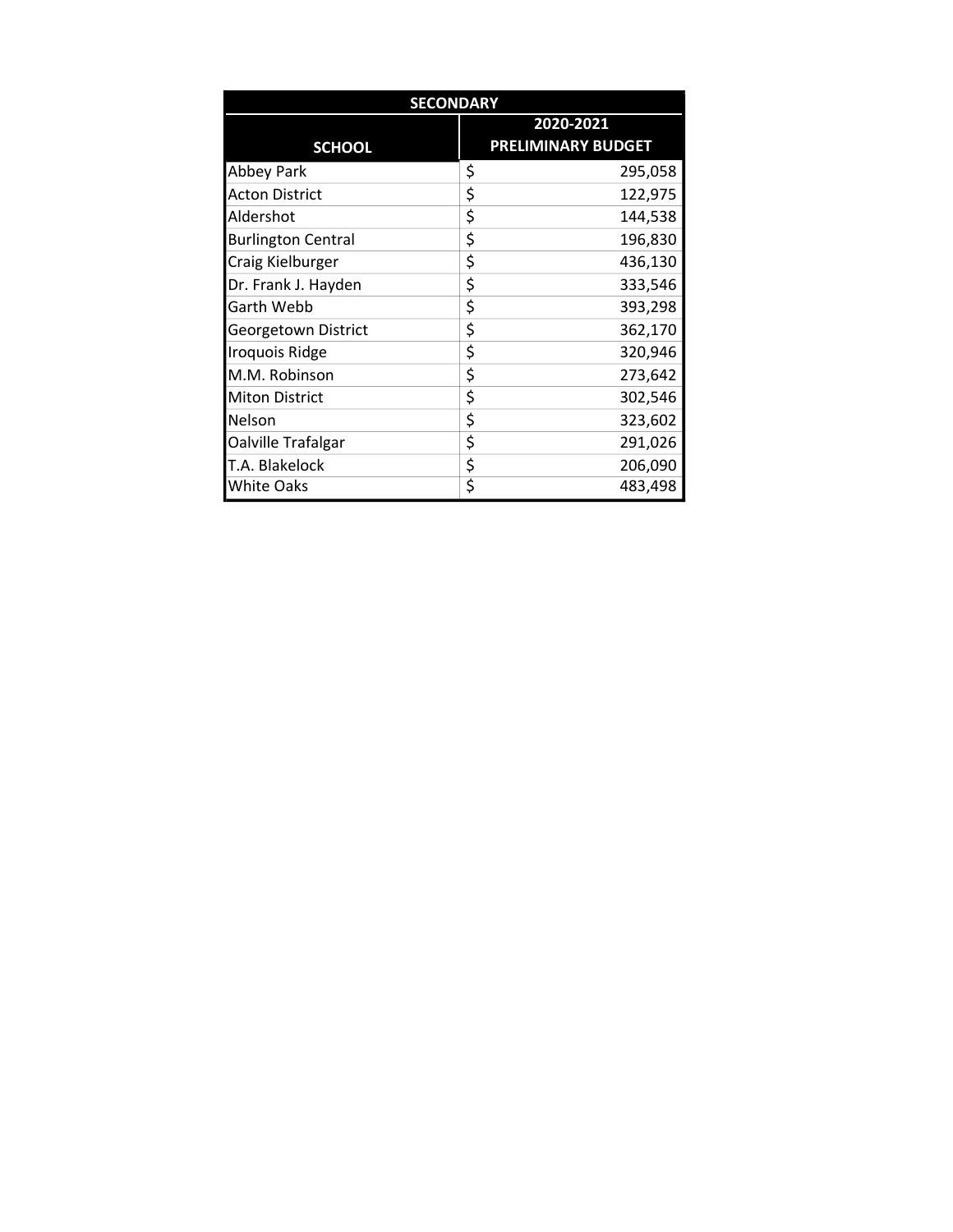| SECONDARY | |
| --- | --- |
| SCHOOL | 2020-2021 PRELIMINARY BUDGET |
| Abbey Park | $ 295,058 |
| Acton District | $ 122,975 |
| Aldershot | $ 144,538 |
| Burlington Central | $ 196,830 |
| Craig Kielburger | $ 436,130 |
| Dr. Frank J. Hayden | $ 333,546 |
| Garth Webb | $ 393,298 |
| Georgetown District | $ 362,170 |
| Iroquois Ridge | $ 320,946 |
| M.M. Robinson | $ 273,642 |
| Miton District | $ 302,546 |
| Nelson | $ 323,602 |
| Oalville Trafalgar | $ 291,026 |
| T.A. Blakelock | $ 206,090 |
| White Oaks | $ 483,498 |